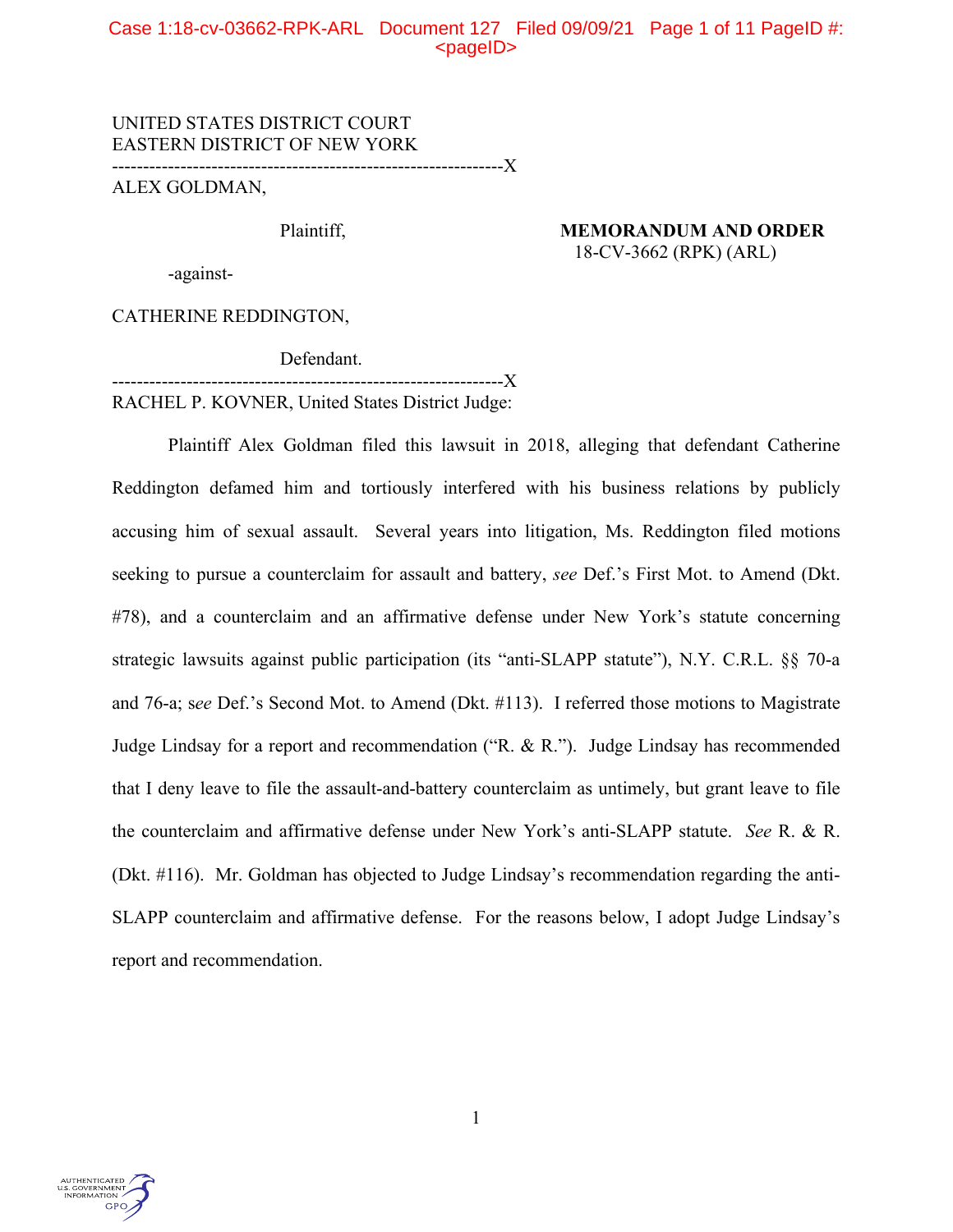UNITED STATES DISTRICT COURT
EASTERN DISTRICT OF NEW YORK

---

ALEX GOLDMAN,

Plaintiff,

-against-

CATHERINE REDDINGTON,

Defendant.

---

**MEMORANDUM AND ORDER**
18-CV-3662 (RPK) (ARL)

RACHEL P. KOVNER, United States District Judge:

Plaintiff Alex Goldman filed this lawsuit in 2018, alleging that defendant Catherine Reddington defamed him and tortiously interfered with his business relations by publicly accusing him of sexual assault. Several years into litigation, Ms. Reddington filed motions seeking to pursue a counterclaim for assault and battery, *see* Def.'s First Mot. to Amend (Dkt. #78), and a counterclaim and an affirmative defense under New York's statute concerning strategic lawsuits against public participation (its "anti-SLAPP statute"), N.Y. C.R.L. §§ 70-a and 76-a; s*ee* Def.'s Second Mot. to Amend (Dkt. #113). I referred those motions to Magistrate Judge Lindsay for a report and recommendation ("R. & R."). Judge Lindsay has recommended that I deny leave to file the assault-and-battery counterclaim as untimely, but grant leave to file the counterclaim and affirmative defense under New York's anti-SLAPP statute. *See* R. & R. (Dkt. #116). Mr. Goldman has objected to Judge Lindsay's recommendation regarding the anti-SLAPP counterclaim and affirmative defense. For the reasons below, I adopt Judge Lindsay's report and recommendation.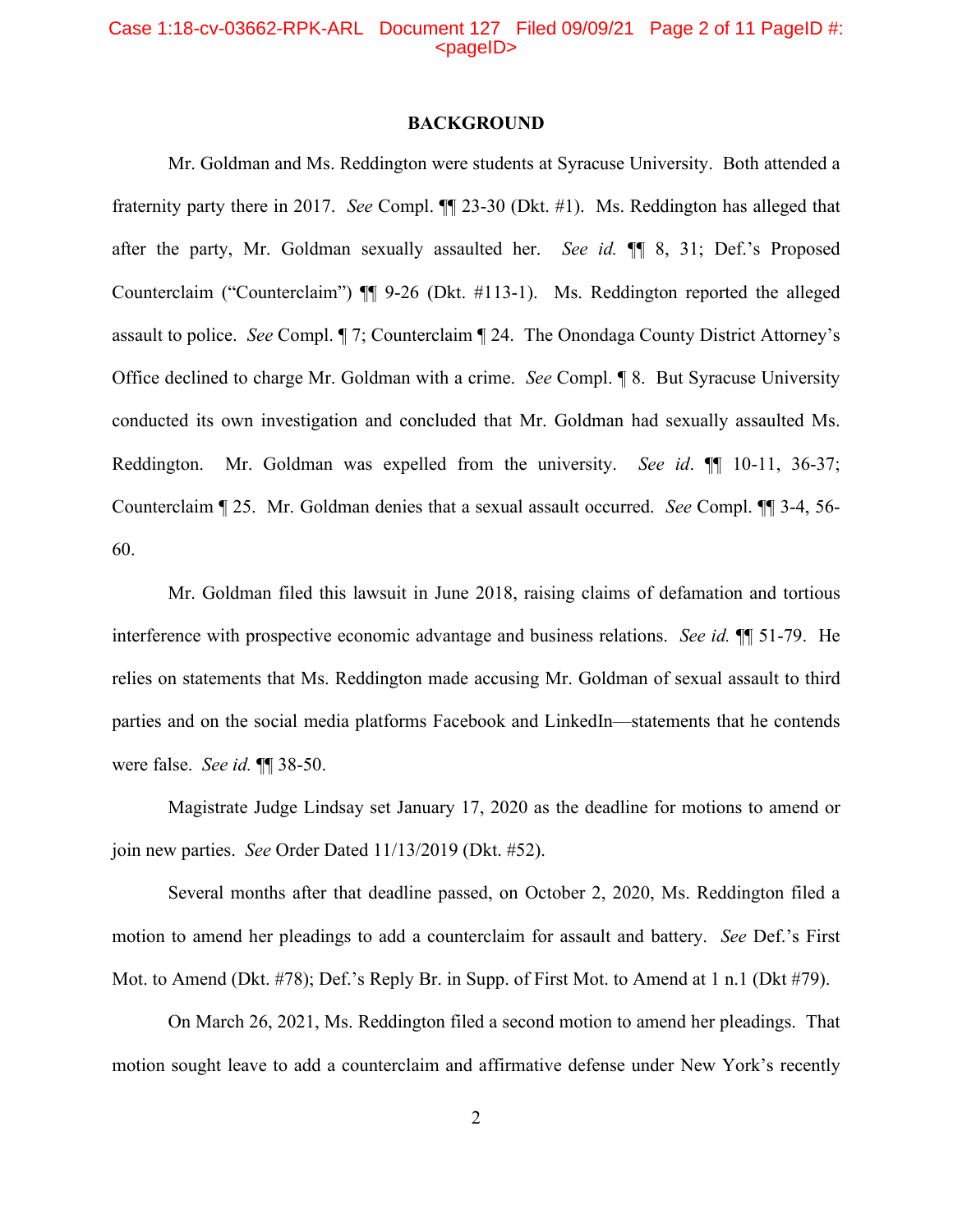## BACKGROUND

Mr. Goldman and Ms. Reddington were students at Syracuse University. Both attended a fraternity party there in 2017. *See* Compl. ¶¶ 23-30 (Dkt. #1). Ms. Reddington has alleged that after the party, Mr. Goldman sexually assaulted her. *See id.* ¶¶ 8, 31; Def.'s Proposed Counterclaim ("Counterclaim") ¶¶ 9-26 (Dkt. #113-1). Ms. Reddington reported the alleged assault to police. *See* Compl. ¶ 7; Counterclaim ¶ 24. The Onondaga County District Attorney's Office declined to charge Mr. Goldman with a crime. *See* Compl. ¶ 8. But Syracuse University conducted its own investigation and concluded that Mr. Goldman had sexually assaulted Ms. Reddington. Mr. Goldman was expelled from the university. *See id*. ¶¶ 10-11, 36-37; Counterclaim ¶ 25. Mr. Goldman denies that a sexual assault occurred. *See* Compl. ¶¶ 3-4, 56-60.

Mr. Goldman filed this lawsuit in June 2018, raising claims of defamation and tortious interference with prospective economic advantage and business relations. *See id.* ¶¶ 51-79. He relies on statements that Ms. Reddington made accusing Mr. Goldman of sexual assault to third parties and on the social media platforms Facebook and LinkedIn—statements that he contends were false. *See id.* ¶¶ 38-50.

Magistrate Judge Lindsay set January 17, 2020 as the deadline for motions to amend or join new parties. *See* Order Dated 11/13/2019 (Dkt. #52).

Several months after that deadline passed, on October 2, 2020, Ms. Reddington filed a motion to amend her pleadings to add a counterclaim for assault and battery. *See* Def.'s First Mot. to Amend (Dkt. #78); Def.'s Reply Br. in Supp. of First Mot. to Amend at 1 n.1 (Dkt #79).

On March 26, 2021, Ms. Reddington filed a second motion to amend her pleadings. That motion sought leave to add a counterclaim and affirmative defense under New York's recently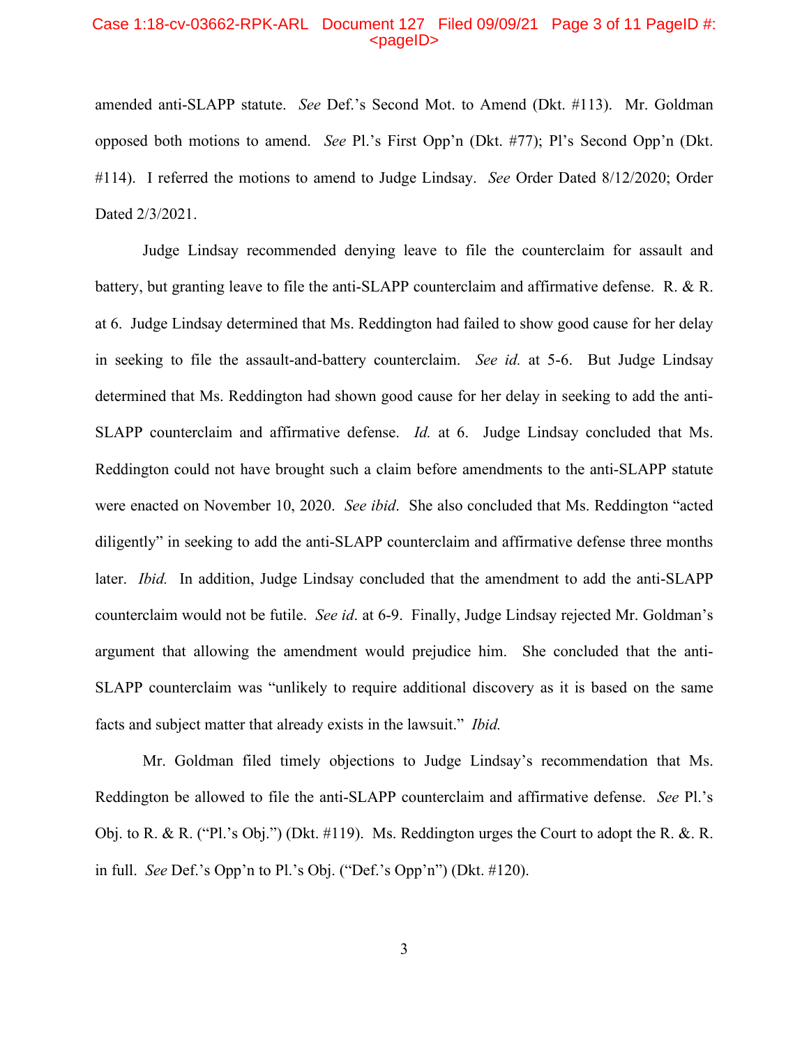amended anti-SLAPP statute. *See* Def.'s Second Mot. to Amend (Dkt. #113). Mr. Goldman opposed both motions to amend. *See* Pl.'s First Opp'n (Dkt. #77); Pl's Second Opp'n (Dkt. #114). I referred the motions to amend to Judge Lindsay. *See* Order Dated 8/12/2020; Order Dated 2/3/2021.

Judge Lindsay recommended denying leave to file the counterclaim for assault and battery, but granting leave to file the anti-SLAPP counterclaim and affirmative defense. R. & R. at 6. Judge Lindsay determined that Ms. Reddington had failed to show good cause for her delay in seeking to file the assault-and-battery counterclaim. *See id.* at 5-6. But Judge Lindsay determined that Ms. Reddington had shown good cause for her delay in seeking to add the anti-SLAPP counterclaim and affirmative defense. *Id.* at 6. Judge Lindsay concluded that Ms. Reddington could not have brought such a claim before amendments to the anti-SLAPP statute were enacted on November 10, 2020. *See ibid*. She also concluded that Ms. Reddington "acted diligently" in seeking to add the anti-SLAPP counterclaim and affirmative defense three months later. *Ibid.* In addition, Judge Lindsay concluded that the amendment to add the anti-SLAPP counterclaim would not be futile. *See id*. at 6-9. Finally, Judge Lindsay rejected Mr. Goldman's argument that allowing the amendment would prejudice him. She concluded that the anti-SLAPP counterclaim was "unlikely to require additional discovery as it is based on the same facts and subject matter that already exists in the lawsuit." *Ibid.*

Mr. Goldman filed timely objections to Judge Lindsay's recommendation that Ms. Reddington be allowed to file the anti-SLAPP counterclaim and affirmative defense. *See* Pl.'s Obj. to R. & R. ("Pl.'s Obj.") (Dkt. #119). Ms. Reddington urges the Court to adopt the R. &. R. in full. *See* Def.'s Opp'n to Pl.'s Obj. ("Def.'s Opp'n") (Dkt. #120).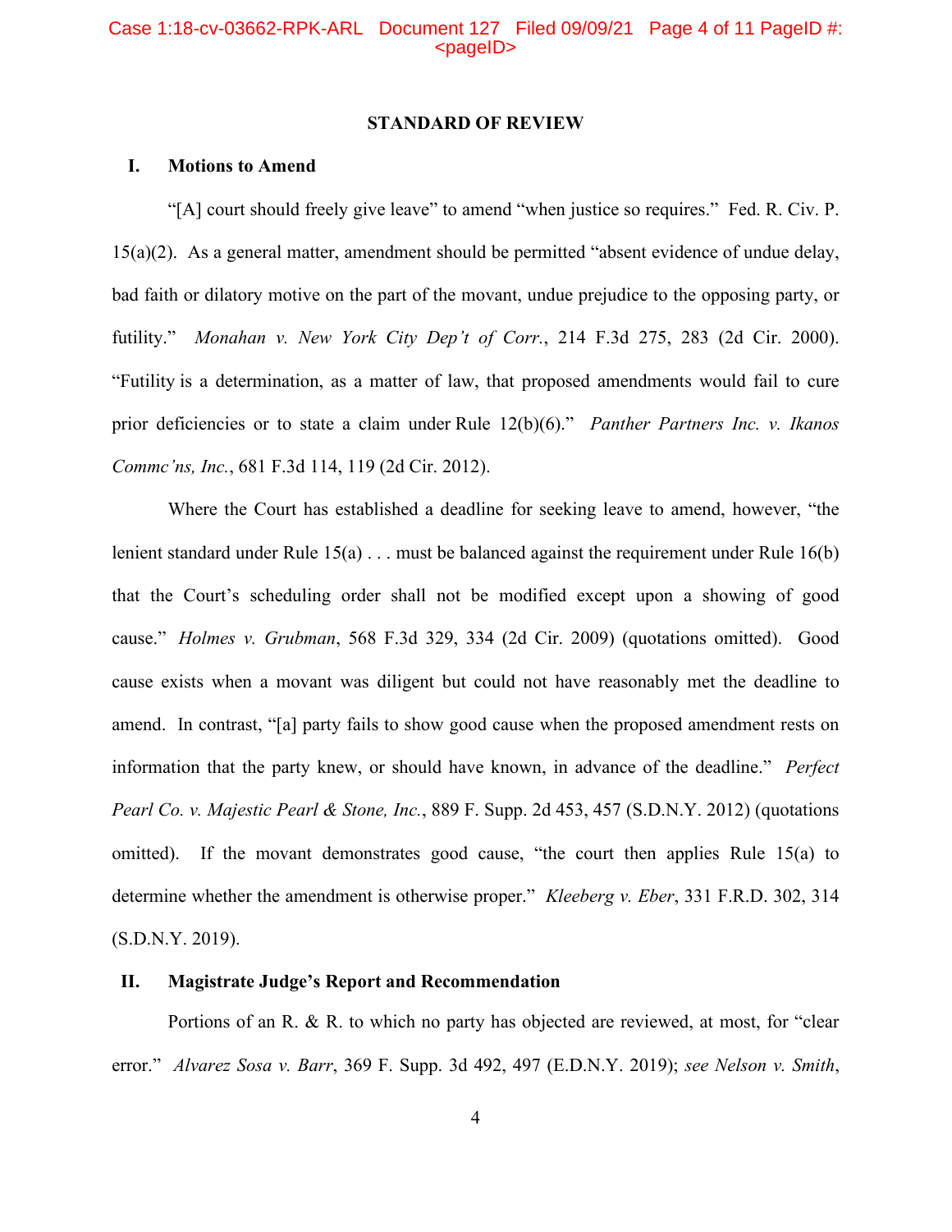## STANDARD OF REVIEW

### I. Motions to Amend

"[A] court should freely give leave" to amend "when justice so requires." Fed. R. Civ. P. 15(a)(2). As a general matter, amendment should be permitted "absent evidence of undue delay, bad faith or dilatory motive on the part of the movant, undue prejudice to the opposing party, or futility." *Monahan v. New York City Dep't of Corr.*, 214 F.3d 275, 283 (2d Cir. 2000). "Futility is a determination, as a matter of law, that proposed amendments would fail to cure prior deficiencies or to state a claim under Rule 12(b)(6)." *Panther Partners Inc. v. Ikanos Commc'ns, Inc.*, 681 F.3d 114, 119 (2d Cir. 2012).

Where the Court has established a deadline for seeking leave to amend, however, "the lenient standard under Rule 15(a) . . . must be balanced against the requirement under Rule 16(b) that the Court's scheduling order shall not be modified except upon a showing of good cause." *Holmes v. Grubman*, 568 F.3d 329, 334 (2d Cir. 2009) (quotations omitted). Good cause exists when a movant was diligent but could not have reasonably met the deadline to amend. In contrast, "[a] party fails to show good cause when the proposed amendment rests on information that the party knew, or should have known, in advance of the deadline." *Perfect Pearl Co. v. Majestic Pearl & Stone, Inc.*, 889 F. Supp. 2d 453, 457 (S.D.N.Y. 2012) (quotations omitted). If the movant demonstrates good cause, "the court then applies Rule 15(a) to determine whether the amendment is otherwise proper." *Kleeberg v. Eber*, 331 F.R.D. 302, 314 (S.D.N.Y. 2019).

### II. Magistrate Judge's Report and Recommendation

Portions of an R. & R. to which no party has objected are reviewed, at most, for "clear error." *Alvarez Sosa v. Barr*, 369 F. Supp. 3d 492, 497 (E.D.N.Y. 2019); *see Nelson v. Smith*,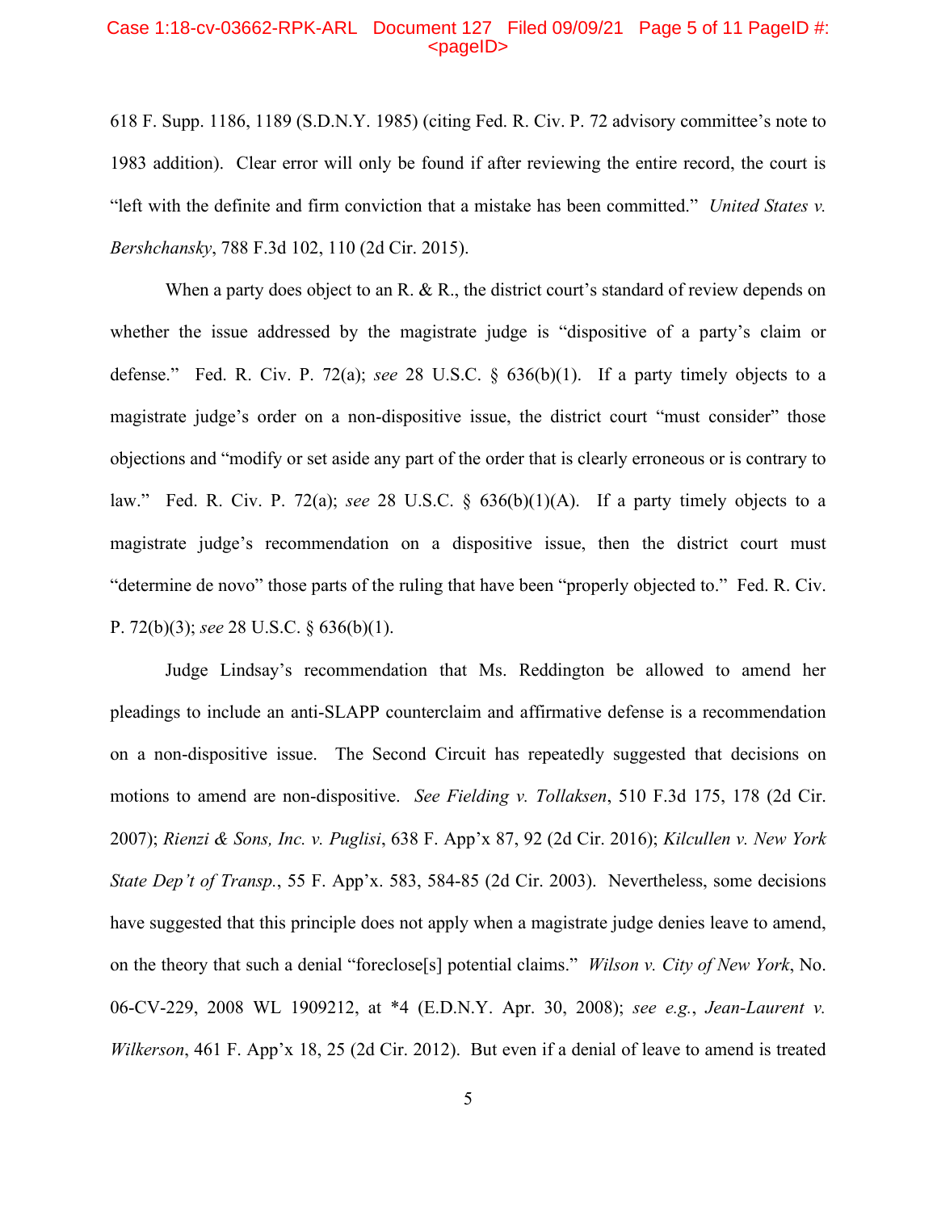618 F. Supp. 1186, 1189 (S.D.N.Y. 1985) (citing Fed. R. Civ. P. 72 advisory committee's note to 1983 addition). Clear error will only be found if after reviewing the entire record, the court is "left with the definite and firm conviction that a mistake has been committed." *United States v. Bershchansky*, 788 F.3d 102, 110 (2d Cir. 2015).

When a party does object to an R. & R., the district court's standard of review depends on whether the issue addressed by the magistrate judge is "dispositive of a party's claim or defense." Fed. R. Civ. P. 72(a); *see* 28 U.S.C. § 636(b)(1). If a party timely objects to a magistrate judge's order on a non-dispositive issue, the district court "must consider" those objections and "modify or set aside any part of the order that is clearly erroneous or is contrary to law." Fed. R. Civ. P. 72(a); *see* 28 U.S.C. § 636(b)(1)(A). If a party timely objects to a magistrate judge's recommendation on a dispositive issue, then the district court must "determine de novo" those parts of the ruling that have been "properly objected to." Fed. R. Civ. P. 72(b)(3); *see* 28 U.S.C. § 636(b)(1).

Judge Lindsay's recommendation that Ms. Reddington be allowed to amend her pleadings to include an anti-SLAPP counterclaim and affirmative defense is a recommendation on a non-dispositive issue. The Second Circuit has repeatedly suggested that decisions on motions to amend are non-dispositive. *See Fielding v. Tollaksen*, 510 F.3d 175, 178 (2d Cir. 2007); *Rienzi & Sons, Inc. v. Puglisi*, 638 F. App'x 87, 92 (2d Cir. 2016); *Kilcullen v. New York State Dep't of Transp.*, 55 F. App'x. 583, 584-85 (2d Cir. 2003). Nevertheless, some decisions have suggested that this principle does not apply when a magistrate judge denies leave to amend, on the theory that such a denial "foreclose[s] potential claims." *Wilson v. City of New York*, No. 06-CV-229, 2008 WL 1909212, at *4 (E.D.N.Y. Apr. 30, 2008); *see e.g.*, *Jean-Laurent v. Wilkerson*, 461 F. App'x 18, 25 (2d Cir. 2012). But even if a denial of leave to amend is treated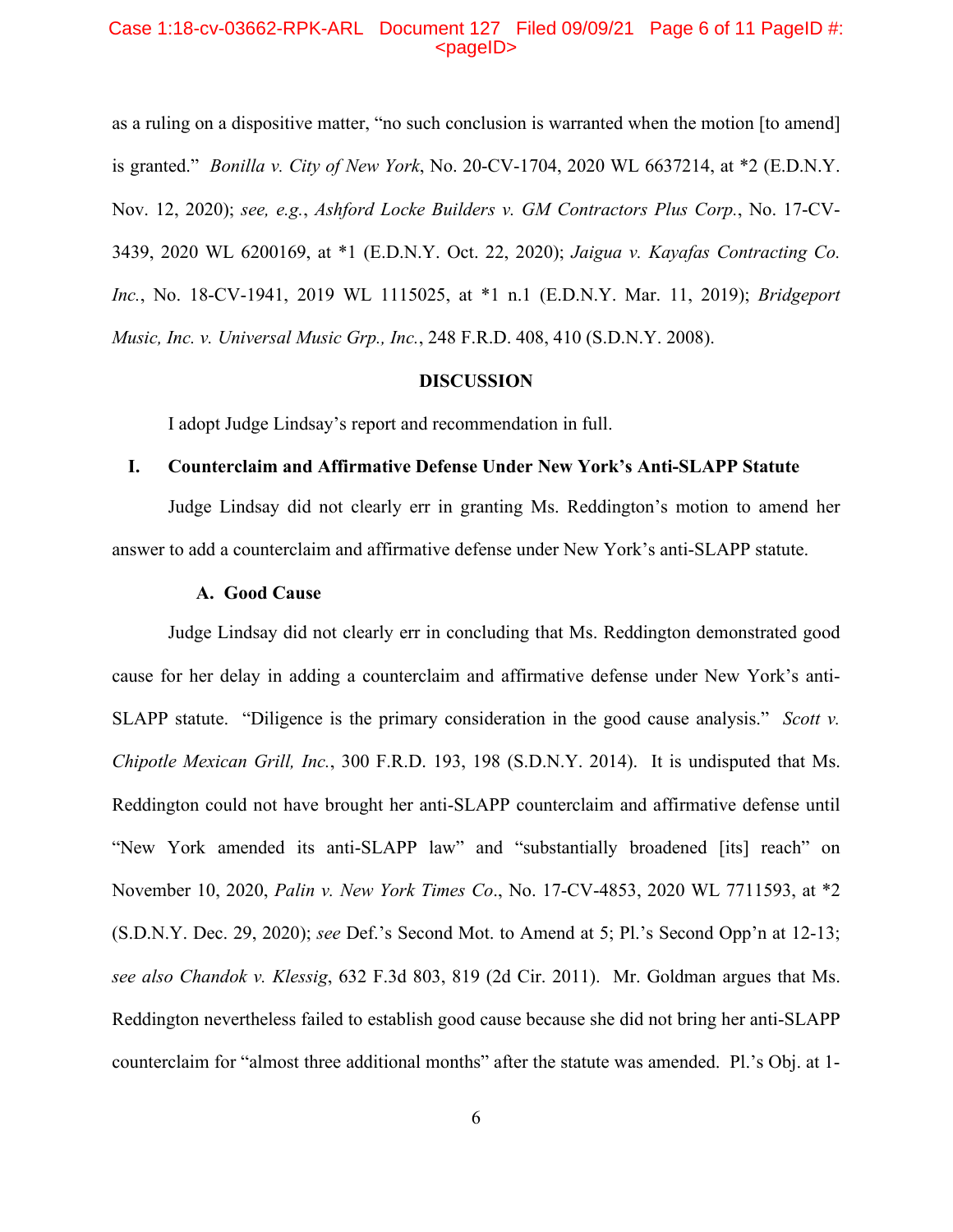as a ruling on a dispositive matter, "no such conclusion is warranted when the motion [to amend] is granted." *Bonilla v. City of New York*, No. 20-CV-1704, 2020 WL 6637214, at *2 (E.D.N.Y. Nov. 12, 2020); *see, e.g.*, *Ashford Locke Builders v. GM Contractors Plus Corp.*, No. 17-CV-3439, 2020 WL 6200169, at *1 (E.D.N.Y. Oct. 22, 2020); *Jaigua v. Kayafas Contracting Co. Inc.*, No. 18-CV-1941, 2019 WL 1115025, at *1 n.1 (E.D.N.Y. Mar. 11, 2019); *Bridgeport Music, Inc. v. Universal Music Grp., Inc.*, 248 F.R.D. 408, 410 (S.D.N.Y. 2008).

## DISCUSSION

I adopt Judge Lindsay's report and recommendation in full.

### I. Counterclaim and Affirmative Defense Under New York's Anti-SLAPP Statute

Judge Lindsay did not clearly err in granting Ms. Reddington's motion to amend her answer to add a counterclaim and affirmative defense under New York's anti-SLAPP statute.

#### A. Good Cause

Judge Lindsay did not clearly err in concluding that Ms. Reddington demonstrated good cause for her delay in adding a counterclaim and affirmative defense under New York's anti-SLAPP statute. "Diligence is the primary consideration in the good cause analysis." *Scott v. Chipotle Mexican Grill, Inc.*, 300 F.R.D. 193, 198 (S.D.N.Y. 2014). It is undisputed that Ms. Reddington could not have brought her anti-SLAPP counterclaim and affirmative defense until "New York amended its anti-SLAPP law" and "substantially broadened [its] reach" on November 10, 2020, *Palin v. New York Times Co*., No. 17-CV-4853, 2020 WL 7711593, at *2 (S.D.N.Y. Dec. 29, 2020); *see* Def.'s Second Mot. to Amend at 5; Pl.'s Second Opp'n at 12-13; *see also Chandok v. Klessig*, 632 F.3d 803, 819 (2d Cir. 2011). Mr. Goldman argues that Ms. Reddington nevertheless failed to establish good cause because she did not bring her anti-SLAPP counterclaim for "almost three additional months" after the statute was amended. Pl.'s Obj. at 1-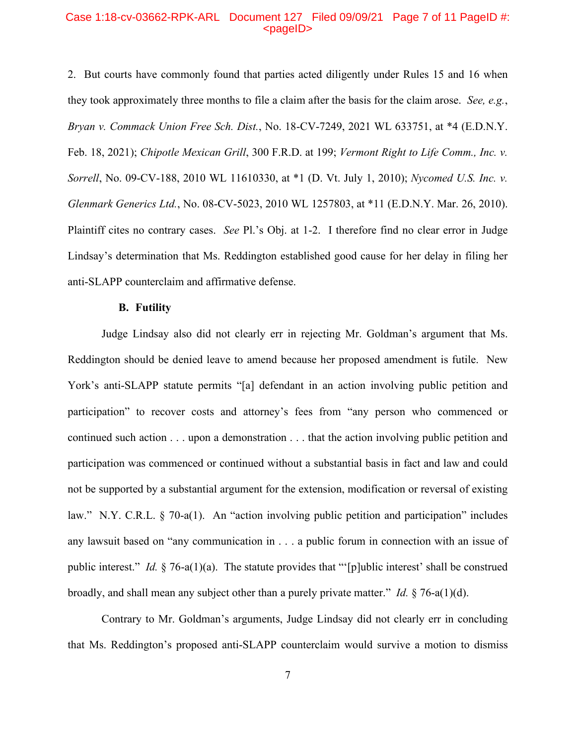2. But courts have commonly found that parties acted diligently under Rules 15 and 16 when they took approximately three months to file a claim after the basis for the claim arose. *See, e.g.*, *Bryan v. Commack Union Free Sch. Dist.*, No. 18-CV-7249, 2021 WL 633751, at *4 (E.D.N.Y. Feb. 18, 2021); *Chipotle Mexican Grill*, 300 F.R.D. at 199; *Vermont Right to Life Comm., Inc. v. Sorrell*, No. 09-CV-188, 2010 WL 11610330, at *1 (D. Vt. July 1, 2010); *Nycomed U.S. Inc. v. Glenmark Generics Ltd.*, No. 08-CV-5023, 2010 WL 1257803, at *11 (E.D.N.Y. Mar. 26, 2010). Plaintiff cites no contrary cases. *See* Pl.'s Obj. at 1-2. I therefore find no clear error in Judge Lindsay's determination that Ms. Reddington established good cause for her delay in filing her anti-SLAPP counterclaim and affirmative defense.

### B. Futility

Judge Lindsay also did not clearly err in rejecting Mr. Goldman's argument that Ms. Reddington should be denied leave to amend because her proposed amendment is futile. New York's anti-SLAPP statute permits "[a] defendant in an action involving public petition and participation" to recover costs and attorney's fees from "any person who commenced or continued such action . . . upon a demonstration . . . that the action involving public petition and participation was commenced or continued without a substantial basis in fact and law and could not be supported by a substantial argument for the extension, modification or reversal of existing law." N.Y. C.R.L. § 70-a(1). An "action involving public petition and participation" includes any lawsuit based on "any communication in . . . a public forum in connection with an issue of public interest." *Id.* § 76-a(1)(a). The statute provides that "'[p]ublic interest' shall be construed broadly, and shall mean any subject other than a purely private matter." *Id.* § 76-a(1)(d).

Contrary to Mr. Goldman's arguments, Judge Lindsay did not clearly err in concluding that Ms. Reddington's proposed anti-SLAPP counterclaim would survive a motion to dismiss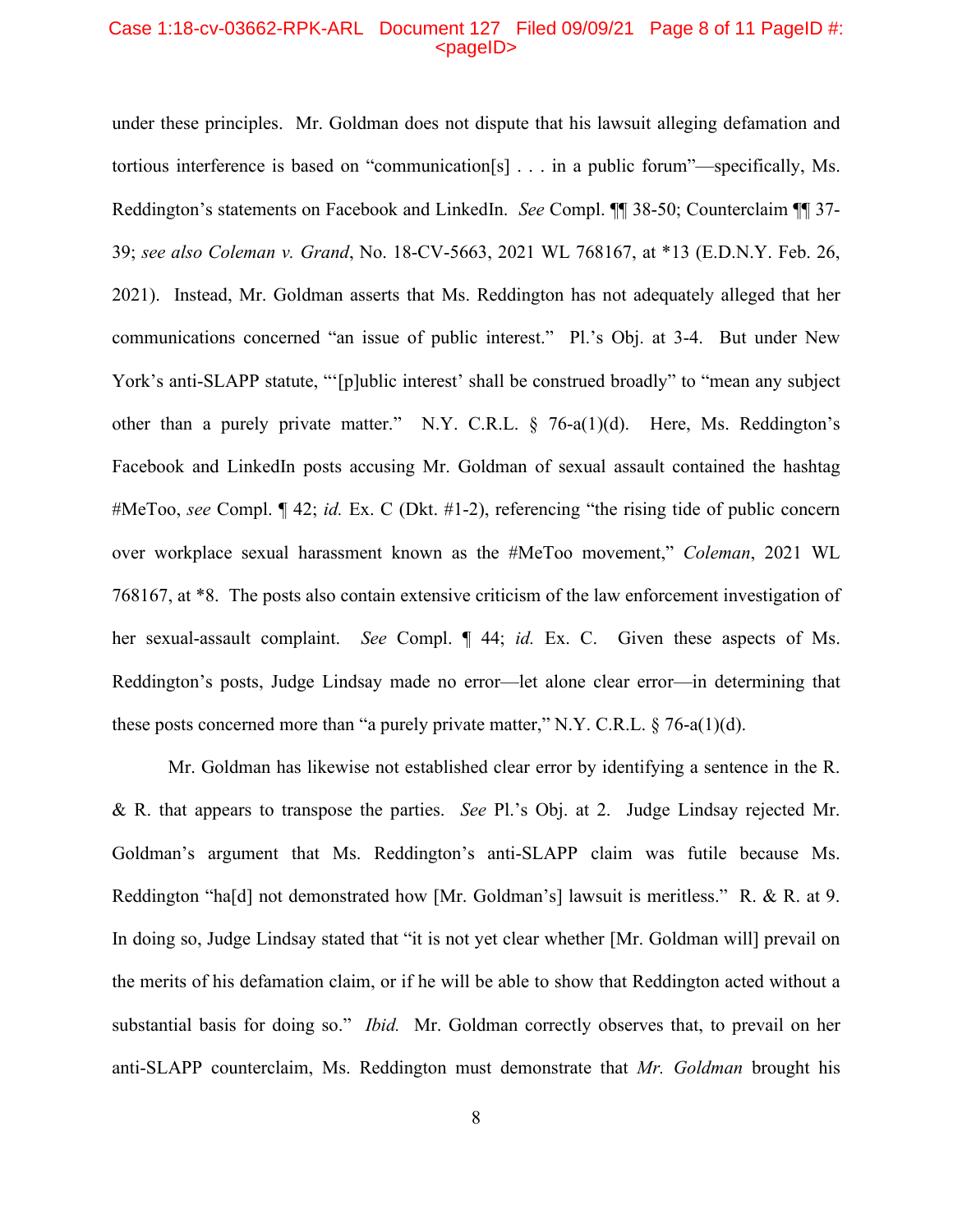under these principles. Mr. Goldman does not dispute that his lawsuit alleging defamation and tortious interference is based on "communication[s] . . . in a public forum"—specifically, Ms. Reddington's statements on Facebook and LinkedIn. *See* Compl. ¶¶ 38-50; Counterclaim ¶¶ 37-39; *see also Coleman v. Grand*, No. 18-CV-5663, 2021 WL 768167, at *13 (E.D.N.Y. Feb. 26, 2021). Instead, Mr. Goldman asserts that Ms. Reddington has not adequately alleged that her communications concerned "an issue of public interest." Pl.'s Obj. at 3-4. But under New York's anti-SLAPP statute, "'[p]ublic interest' shall be construed broadly" to "mean any subject other than a purely private matter." N.Y. C.R.L. § 76-a(1)(d). Here, Ms. Reddington's Facebook and LinkedIn posts accusing Mr. Goldman of sexual assault contained the hashtag #MeToo, *see* Compl. ¶ 42; *id.* Ex. C (Dkt. #1-2), referencing "the rising tide of public concern over workplace sexual harassment known as the #MeToo movement," *Coleman*, 2021 WL 768167, at *8. The posts also contain extensive criticism of the law enforcement investigation of her sexual-assault complaint. *See* Compl. ¶ 44; *id.* Ex. C. Given these aspects of Ms. Reddington's posts, Judge Lindsay made no error—let alone clear error—in determining that these posts concerned more than "a purely private matter," N.Y. C.R.L. § 76-a(1)(d).

Mr. Goldman has likewise not established clear error by identifying a sentence in the R. & R. that appears to transpose the parties. *See* Pl.'s Obj. at 2. Judge Lindsay rejected Mr. Goldman's argument that Ms. Reddington's anti-SLAPP claim was futile because Ms. Reddington "ha[d] not demonstrated how [Mr. Goldman's] lawsuit is meritless." R. & R. at 9. In doing so, Judge Lindsay stated that "it is not yet clear whether [Mr. Goldman will] prevail on the merits of his defamation claim, or if he will be able to show that Reddington acted without a substantial basis for doing so." *Ibid.* Mr. Goldman correctly observes that, to prevail on her anti-SLAPP counterclaim, Ms. Reddington must demonstrate that *Mr. Goldman* brought his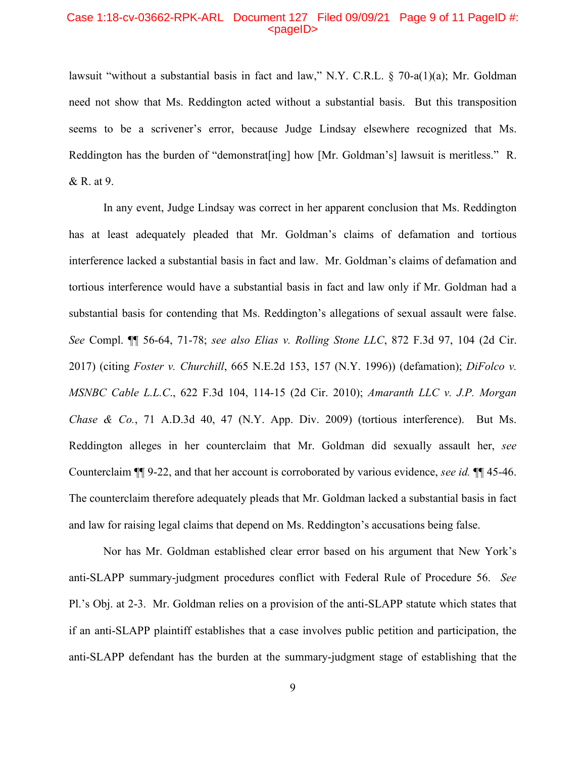lawsuit "without a substantial basis in fact and law," N.Y. C.R.L. § 70-a(1)(a); Mr. Goldman need not show that Ms. Reddington acted without a substantial basis. But this transposition seems to be a scrivener's error, because Judge Lindsay elsewhere recognized that Ms. Reddington has the burden of "demonstrat[ing] how [Mr. Goldman's] lawsuit is meritless." R. & R. at 9.

In any event, Judge Lindsay was correct in her apparent conclusion that Ms. Reddington has at least adequately pleaded that Mr. Goldman's claims of defamation and tortious interference lacked a substantial basis in fact and law. Mr. Goldman's claims of defamation and tortious interference would have a substantial basis in fact and law only if Mr. Goldman had a substantial basis for contending that Ms. Reddington's allegations of sexual assault were false. *See* Compl. ¶¶ 56-64, 71-78; *see also Elias v. Rolling Stone LLC*, 872 F.3d 97, 104 (2d Cir. 2017) (citing *Foster v. Churchill*, 665 N.E.2d 153, 157 (N.Y. 1996)) (defamation); *DiFolco v. MSNBC Cable L.L.C.*, 622 F.3d 104, 114-15 (2d Cir. 2010); *Amaranth LLC v. J.P. Morgan Chase & Co.*, 71 A.D.3d 40, 47 (N.Y. App. Div. 2009) (tortious interference). But Ms. Reddington alleges in her counterclaim that Mr. Goldman did sexually assault her, *see* Counterclaim ¶¶ 9-22, and that her account is corroborated by various evidence, *see id.* ¶¶ 45-46. The counterclaim therefore adequately pleads that Mr. Goldman lacked a substantial basis in fact and law for raising legal claims that depend on Ms. Reddington's accusations being false.

Nor has Mr. Goldman established clear error based on his argument that New York's anti-SLAPP summary-judgment procedures conflict with Federal Rule of Procedure 56. *See* Pl.'s Obj. at 2-3. Mr. Goldman relies on a provision of the anti-SLAPP statute which states that if an anti-SLAPP plaintiff establishes that a case involves public petition and participation, the anti-SLAPP defendant has the burden at the summary-judgment stage of establishing that the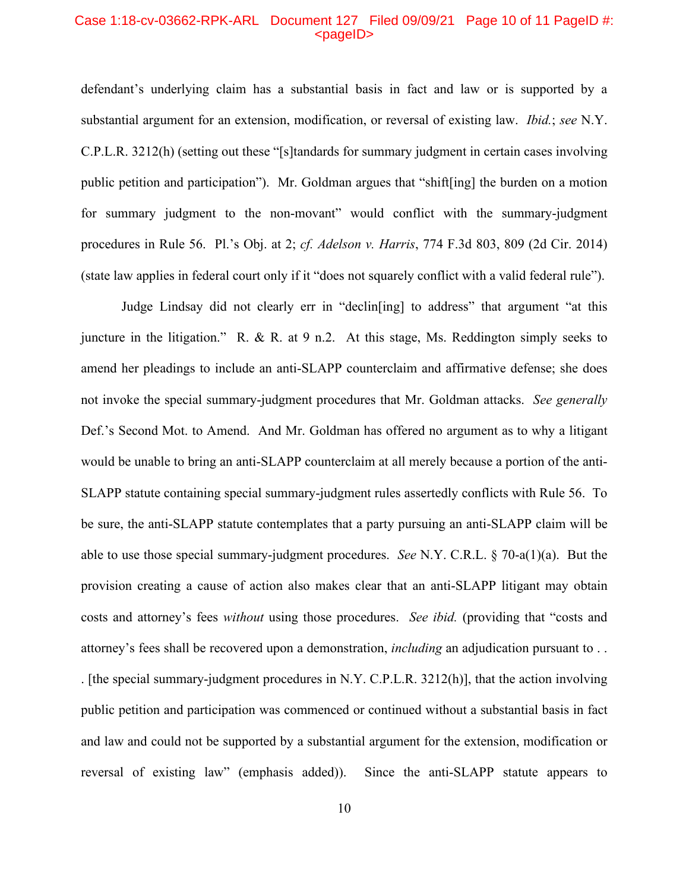defendant's underlying claim has a substantial basis in fact and law or is supported by a substantial argument for an extension, modification, or reversal of existing law. *Ibid.*; *see* N.Y. C.P.L.R. 3212(h) (setting out these "[s]tandards for summary judgment in certain cases involving public petition and participation"). Mr. Goldman argues that "shift[ing] the burden on a motion for summary judgment to the non-movant" would conflict with the summary-judgment procedures in Rule 56. Pl.'s Obj. at 2; *cf. Adelson v. Harris*, 774 F.3d 803, 809 (2d Cir. 2014) (state law applies in federal court only if it "does not squarely conflict with a valid federal rule").

Judge Lindsay did not clearly err in "declin[ing] to address" that argument "at this juncture in the litigation." R. & R. at 9 n.2. At this stage, Ms. Reddington simply seeks to amend her pleadings to include an anti-SLAPP counterclaim and affirmative defense; she does not invoke the special summary-judgment procedures that Mr. Goldman attacks. *See generally* Def.'s Second Mot. to Amend. And Mr. Goldman has offered no argument as to why a litigant would be unable to bring an anti-SLAPP counterclaim at all merely because a portion of the anti-SLAPP statute containing special summary-judgment rules assertedly conflicts with Rule 56. To be sure, the anti-SLAPP statute contemplates that a party pursuing an anti-SLAPP claim will be able to use those special summary-judgment procedures. *See* N.Y. C.R.L. § 70-a(1)(a). But the provision creating a cause of action also makes clear that an anti-SLAPP litigant may obtain costs and attorney's fees *without* using those procedures. *See ibid.* (providing that "costs and attorney's fees shall be recovered upon a demonstration, *including* an adjudication pursuant to . . . [the special summary-judgment procedures in N.Y. C.P.L.R. 3212(h)], that the action involving public petition and participation was commenced or continued without a substantial basis in fact and law and could not be supported by a substantial argument for the extension, modification or reversal of existing law" (emphasis added)). Since the anti-SLAPP statute appears to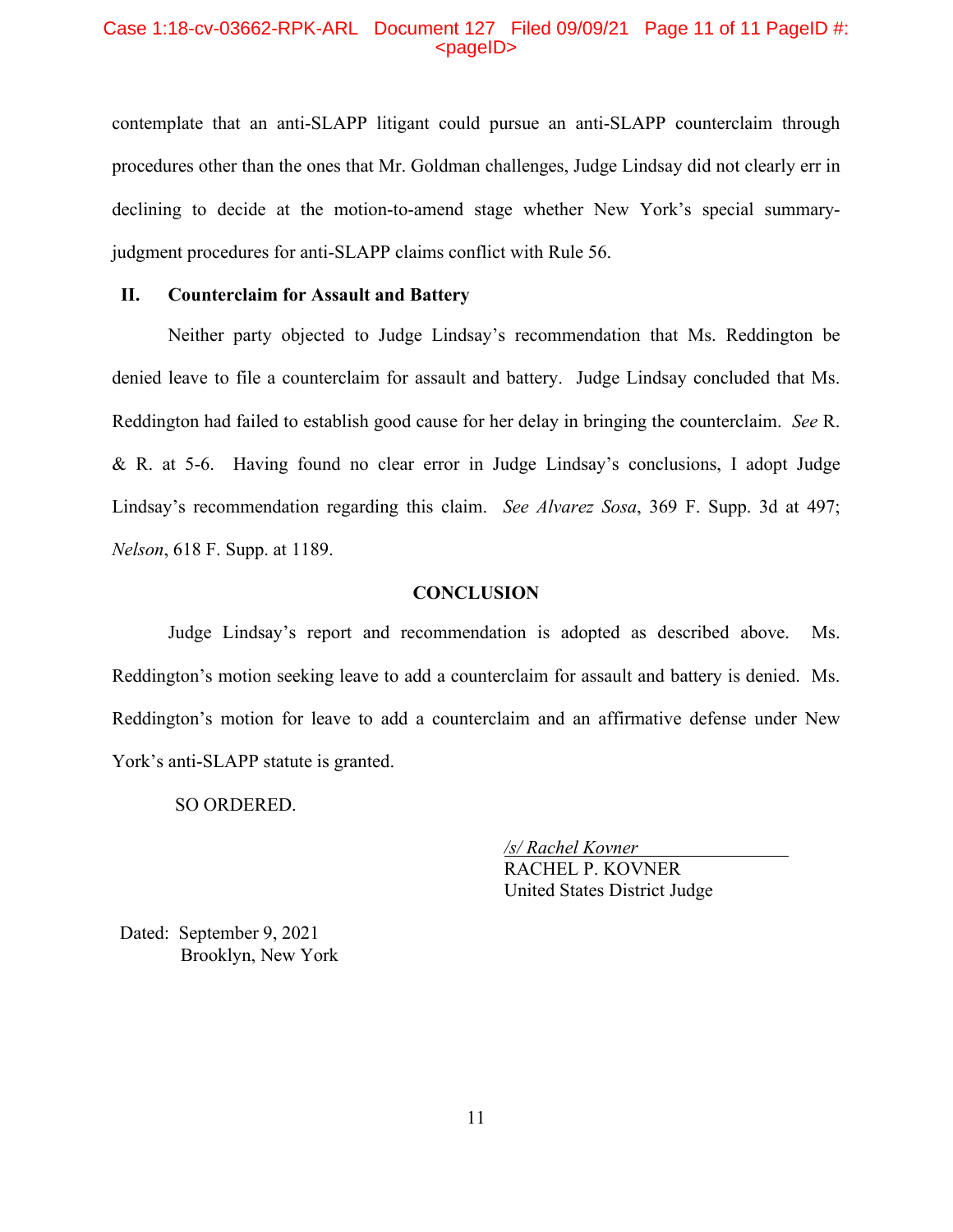contemplate that an anti-SLAPP litigant could pursue an anti-SLAPP counterclaim through procedures other than the ones that Mr. Goldman challenges, Judge Lindsay did not clearly err in declining to decide at the motion-to-amend stage whether New York's special summary-judgment procedures for anti-SLAPP claims conflict with Rule 56.

## II. Counterclaim for Assault and Battery

Neither party objected to Judge Lindsay's recommendation that Ms. Reddington be denied leave to file a counterclaim for assault and battery. Judge Lindsay concluded that Ms. Reddington had failed to establish good cause for her delay in bringing the counterclaim. *See* R. & R. at 5-6. Having found no clear error in Judge Lindsay's conclusions, I adopt Judge Lindsay's recommendation regarding this claim. *See Alvarez Sosa*, 369 F. Supp. 3d at 497; *Nelson*, 618 F. Supp. at 1189.

## CONCLUSION

Judge Lindsay's report and recommendation is adopted as described above. Ms. Reddington's motion seeking leave to add a counterclaim for assault and battery is denied. Ms. Reddington's motion for leave to add a counterclaim and an affirmative defense under New York's anti-SLAPP statute is granted.

SO ORDERED.

*/s/ Rachel Kovner*
RACHEL P. KOVNER
United States District Judge

Dated: September 9, 2021
Brooklyn, New York